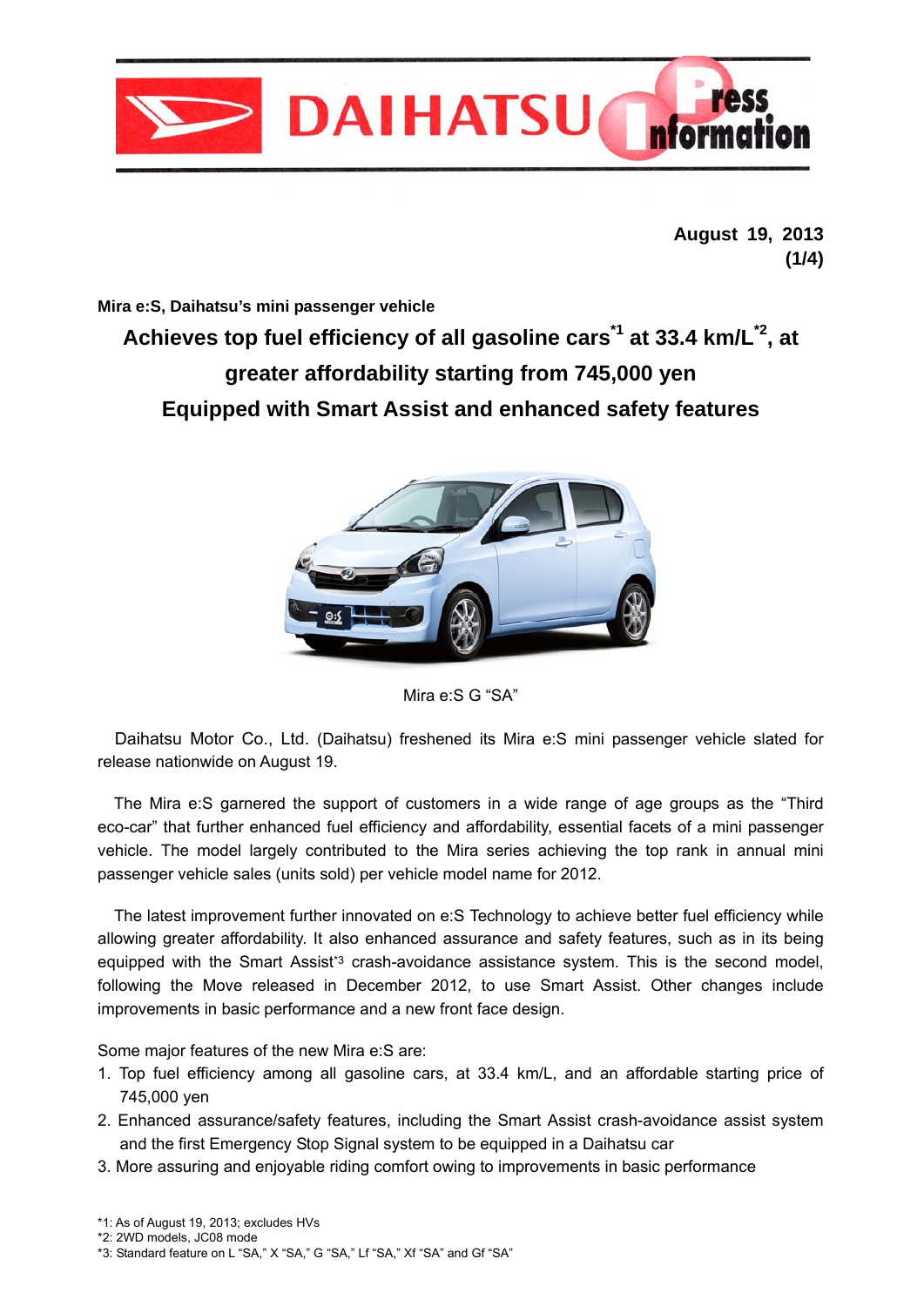DAIHATSU Press Information

August 19, 2013

Mira e:S, Daihatsu's mini passenger vehicle

# Achieves top fuel efficiency of all gasoline cars[*1] at 33.4 km/L[*2], at greater affordability starting from 745,000 yen
# Equipped with Smart Assist and enhanced safety features

Mira e:S G "SA"

Daihatsu Motor Co., Ltd. (Daihatsu) freshened its Mira e:S mini passenger vehicle slated for release nationwide on August 19.

The Mira e:S garnered the support of customers in a wide range of age groups as the "Third eco-car" that further enhanced fuel efficiency and affordability, essential facets of a mini passenger vehicle. The model largely contributed to the Mira series achieving the top rank in annual mini passenger vehicle sales (units sold) per vehicle model name for 2012.

The latest improvement further innovated on e:S Technology to achieve better fuel efficiency while allowing greater affordability. It also enhanced assurance and safety features, such as in its being equipped with the Smart Assist[*3] crash-avoidance assistance system. This is the second model, following the Move released in December 2012, to use Smart Assist. Other changes include improvements in basic performance and a new front face design.

Some major features of the new Mira e:S are:

1. Top fuel efficiency among all gasoline cars, at 33.4 km/L, and an affordable starting price of 745,000 yen
2. Enhanced assurance/safety features, including the Smart Assist crash-avoidance assist system and the first Emergency Stop Signal system to be equipped in a Daihatsu car
3. More assuring and enjoyable riding comfort owing to improvements in basic performance

*1: As of August 19, 2013; excludes HVs
*2: 2WD models, JC08 mode
*3: Standard feature on L "SA," X "SA," G "SA," Lf "SA," Xf "SA" and Gf "SA"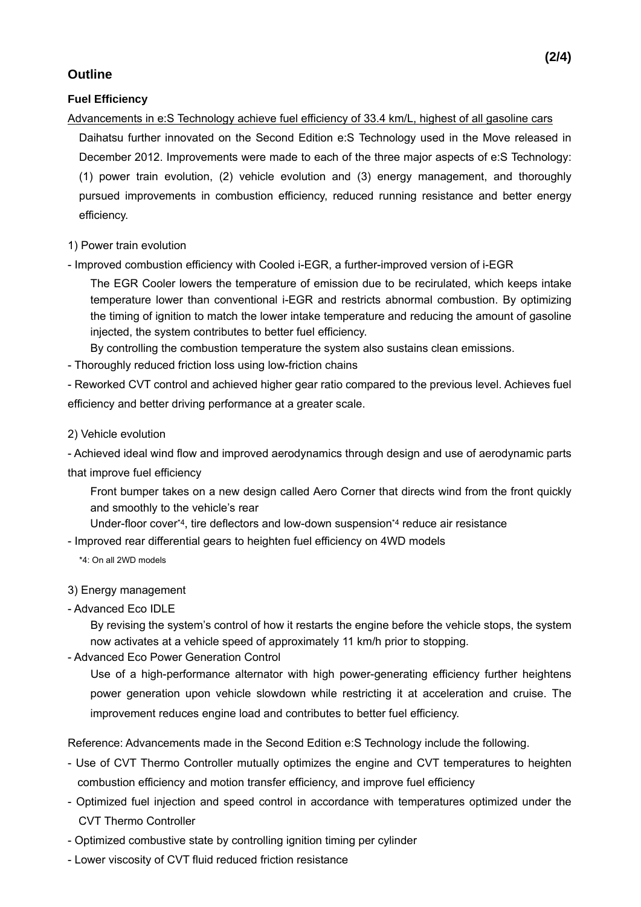## Outline

### Fuel Efficiency

Advancements in e:S Technology achieve fuel efficiency of 33.4 km/L, highest of all gasoline cars

Daihatsu further innovated on the Second Edition e:S Technology used in the Move released in December 2012. Improvements were made to each of the three major aspects of e:S Technology: (1) power train evolution, (2) vehicle evolution and (3) energy management, and thoroughly pursued improvements in combustion efficiency, reduced running resistance and better energy efficiency.

1) Power train evolution

- Improved combustion efficiency with Cooled i-EGR, a further-improved version of i-EGR

  The EGR Cooler lowers the temperature of emission due to be recirulated, which keeps intake temperature lower than conventional i-EGR and restricts abnormal combustion. By optimizing the timing of ignition to match the lower intake temperature and reducing the amount of gasoline injected, the system contributes to better fuel efficiency.

  By controlling the combustion temperature the system also sustains clean emissions.

- Thoroughly reduced friction loss using low-friction chains
- Reworked CVT control and achieved higher gear ratio compared to the previous level. Achieves fuel efficiency and better driving performance at a greater scale.

2) Vehicle evolution

- Achieved ideal wind flow and improved aerodynamics through design and use of aerodynamic parts that improve fuel efficiency

  Front bumper takes on a new design called Aero Corner that directs wind from the front quickly and smoothly to the vehicle's rear

  Under-floor cover*4, tire deflectors and low-down suspension*4 reduce air resistance

- Improved rear differential gears to heighten fuel efficiency on 4WD models

*4: On all 2WD models

3) Energy management

- Advanced Eco IDLE

  By revising the system's control of how it restarts the engine before the vehicle stops, the system now activates at a vehicle speed of approximately 11 km/h prior to stopping.

- Advanced Eco Power Generation Control

  Use of a high-performance alternator with high power-generating efficiency further heightens power generation upon vehicle slowdown while restricting it at acceleration and cruise. The improvement reduces engine load and contributes to better fuel efficiency.

Reference: Advancements made in the Second Edition e:S Technology include the following.

- Use of CVT Thermo Controller mutually optimizes the engine and CVT temperatures to heighten combustion efficiency and motion transfer efficiency, and improve fuel efficiency
- Optimized fuel injection and speed control in accordance with temperatures optimized under the CVT Thermo Controller
- Optimized combustive state by controlling ignition timing per cylinder
- Lower viscosity of CVT fluid reduced friction resistance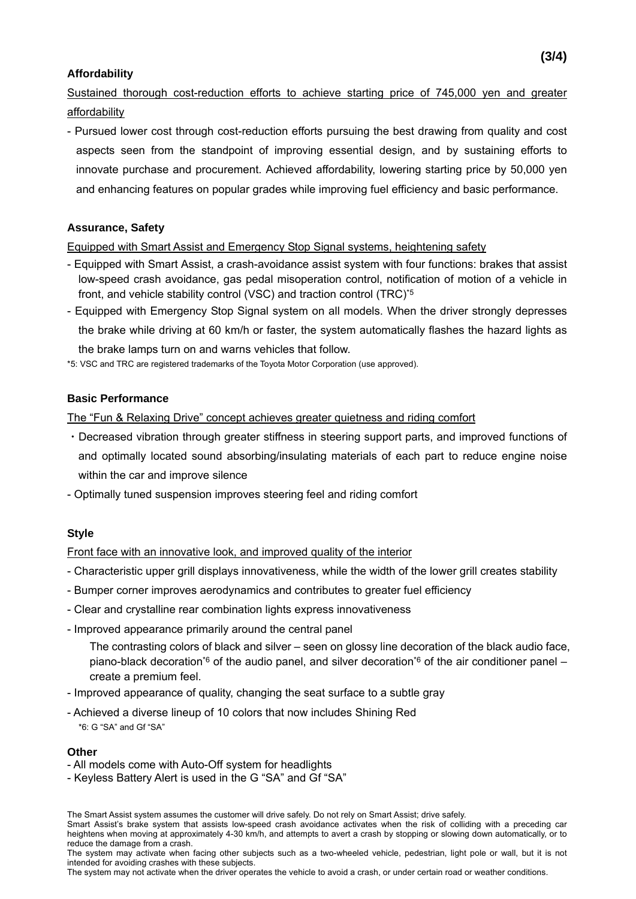### Affordability

Sustained thorough cost-reduction efforts to achieve starting price of 745,000 yen and greater affordability

- Pursued lower cost through cost-reduction efforts pursuing the best drawing from quality and cost aspects seen from the standpoint of improving essential design, and by sustaining efforts to innovate purchase and procurement. Achieved affordability, lowering starting price by 50,000 yen and enhancing features on popular grades while improving fuel efficiency and basic performance.

### Assurance, Safety

Equipped with Smart Assist and Emergency Stop Signal systems, heightening safety

- Equipped with Smart Assist, a crash-avoidance assist system with four functions: brakes that assist low-speed crash avoidance, gas pedal misoperation control, notification of motion of a vehicle in front, and vehicle stability control (VSC) and traction control (TRC)*5
- Equipped with Emergency Stop Signal system on all models. When the driver strongly depresses the brake while driving at 60 km/h or faster, the system automatically flashes the hazard lights as the brake lamps turn on and warns vehicles that follow.

*5: VSC and TRC are registered trademarks of the Toyota Motor Corporation (use approved).

### Basic Performance

The "Fun & Relaxing Drive" concept achieves greater quietness and riding comfort

・Decreased vibration through greater stiffness in steering support parts, and improved functions of and optimally located sound absorbing/insulating materials of each part to reduce engine noise within the car and improve silence
- Optimally tuned suspension improves steering feel and riding comfort

### Style

Front face with an innovative look, and improved quality of the interior

- Characteristic upper grill displays innovativeness, while the width of the lower grill creates stability
- Bumper corner improves aerodynamics and contributes to greater fuel efficiency
- Clear and crystalline rear combination lights express innovativeness
- Improved appearance primarily around the central panel

  The contrasting colors of black and silver – seen on glossy line decoration of the black audio face, piano-black decoration*6 of the audio panel, and silver decoration*6 of the air conditioner panel – create a premium feel.
- Improved appearance of quality, changing the seat surface to a subtle gray
- Achieved a diverse lineup of 10 colors that now includes Shining Red

*6: G "SA" and Gf "SA"

### Other

- All models come with Auto-Off system for headlights
- Keyless Battery Alert is used in the G "SA" and Gf "SA"

The Smart Assist system assumes the customer will drive safely. Do not rely on Smart Assist; drive safely.

Smart Assist's brake system that assists low-speed crash avoidance activates when the risk of colliding with a preceding car heightens when moving at approximately 4-30 km/h, and attempts to avert a crash by stopping or slowing down automatically, or to reduce the damage from a crash.

The system may activate when facing other subjects such as a two-wheeled vehicle, pedestrian, light pole or wall, but it is not intended for avoiding crashes with these subjects.

The system may not activate when the driver operates the vehicle to avoid a crash, or under certain road or weather conditions.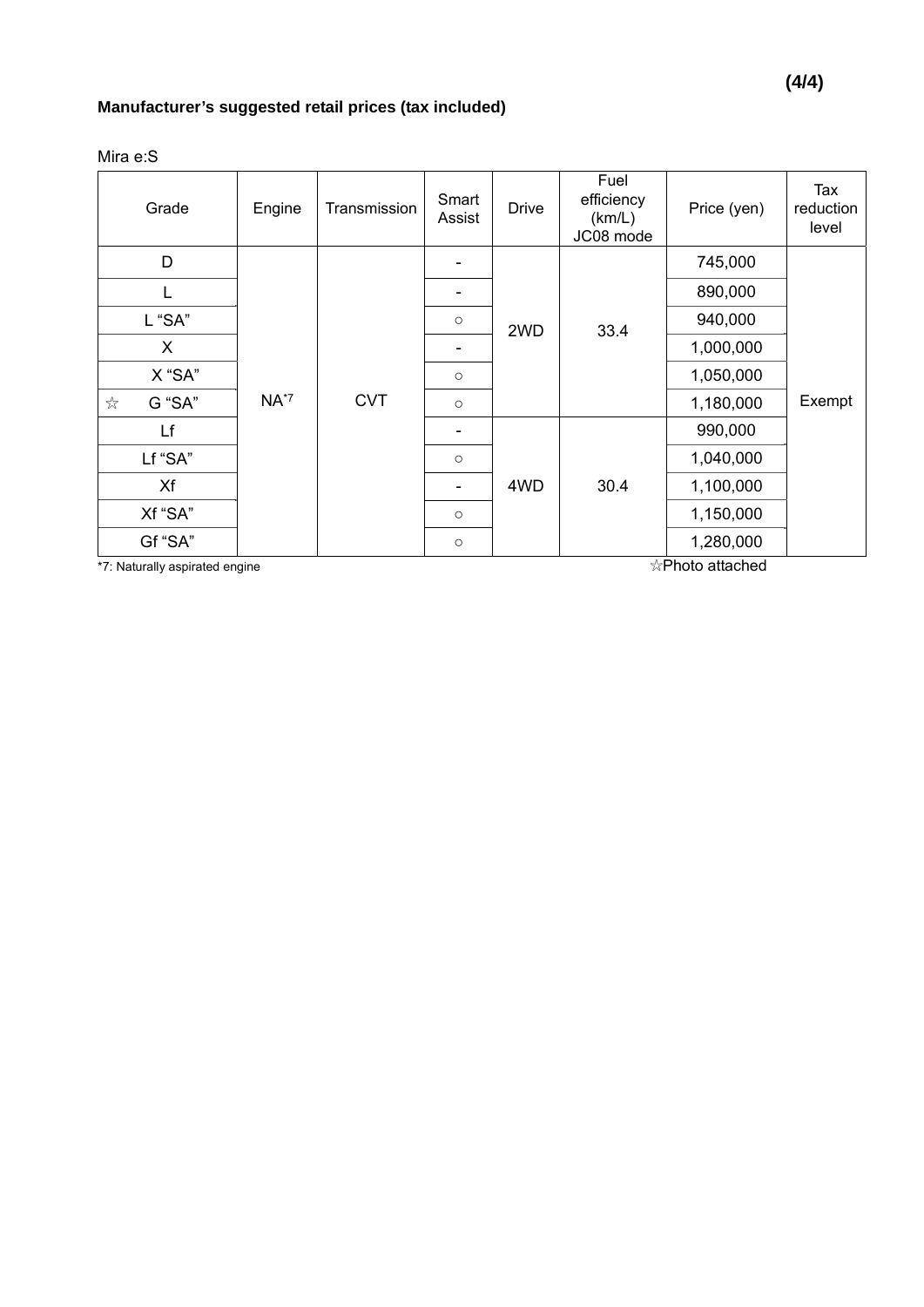**Manufacturer's suggested retail prices (tax included)**

Mira e:S

| Grade | Engine | Transmission | Smart Assist | Drive | Fuel efficiency (km/L) JC08 mode | Price (yen) | Tax reduction level |
|---|---|---|---|---|---|---|---|
| D | NA*7 | CVT | - | 2WD | 33.4 | 745,000 | Exempt |
| L | | | - | | | 890,000 | |
| L "SA" | | | ○ | | | 940,000 | |
| X | | | - | | | 1,000,000 | |
| X "SA" | | | ○ | | | 1,050,000 | |
| ☆ G "SA" | | | ○ | | | 1,180,000 | |
| Lf | | | - | 4WD | 30.4 | 990,000 | |
| Lf "SA" | | | ○ | | | 1,040,000 | |
| Xf | | | - | | | 1,100,000 | |
| Xf "SA" | | | ○ | | | 1,150,000 | |
| Gf "SA" | | | ○ | | | 1,280,000 | |

*7: Naturally aspirated engine

☆Photo attached